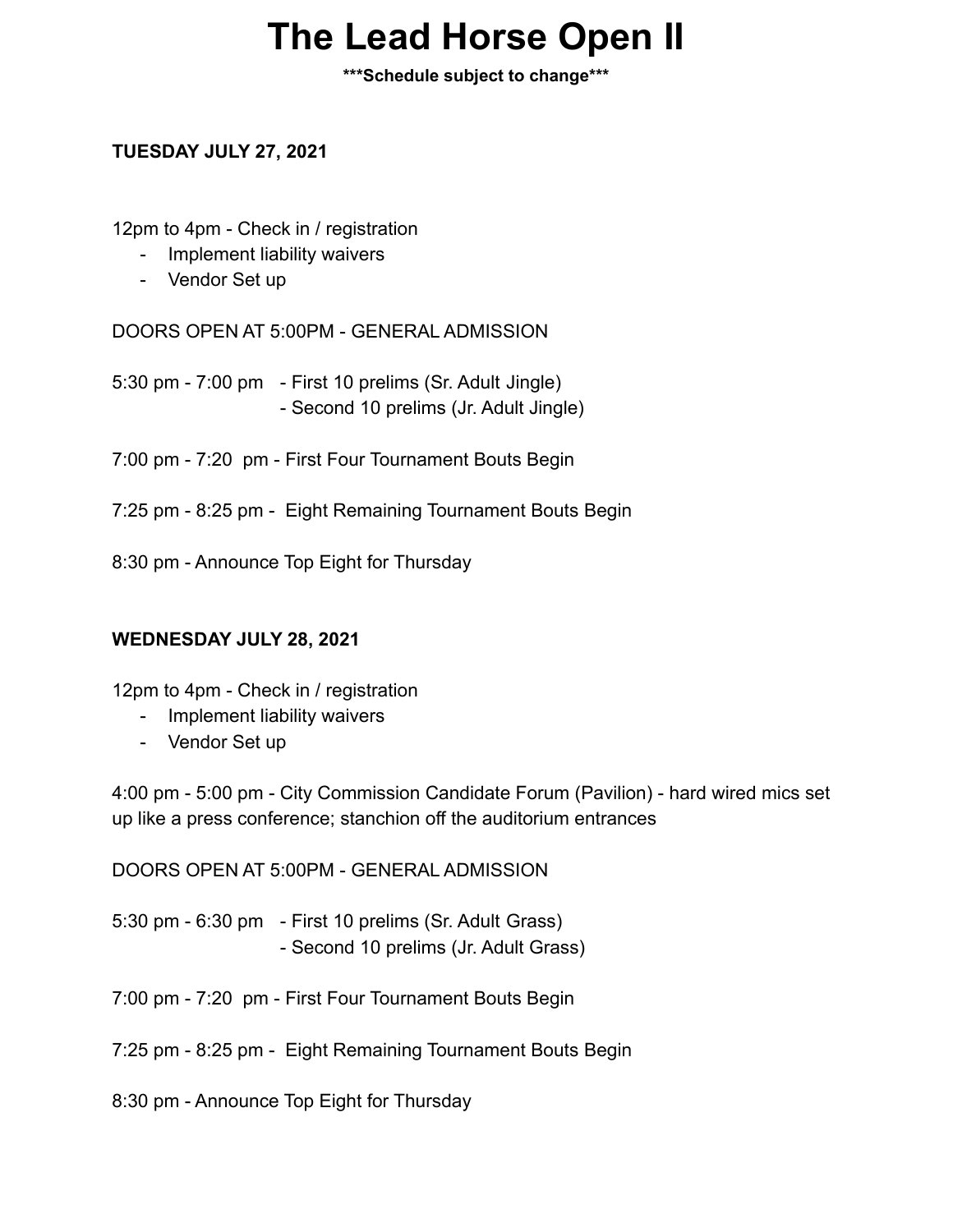# The Lead Horse Open II

**\*\*\*Schedule subject to change\*\*\***

**TUESDAY JULY 27, 2021**

12pm to 4pm - Check in / registration

- Implement liability waivers
- Vendor Set up

DOORS OPEN AT 5:00PM - GENERAL ADMISSION

5:30 pm - 7:00 pm - First 10 prelims (Sr. Adult Jingle)
- Second 10 prelims (Jr. Adult Jingle)

7:00 pm - 7:20 pm - First Four Tournament Bouts Begin

7:25 pm - 8:25 pm - Eight Remaining Tournament Bouts Begin

8:30 pm - Announce Top Eight for Thursday

**WEDNESDAY JULY 28, 2021**

12pm to 4pm - Check in / registration

- Implement liability waivers
- Vendor Set up

4:00 pm - 5:00 pm - City Commission Candidate Forum (Pavilion) - hard wired mics set up like a press conference; stanchion off the auditorium entrances

DOORS OPEN AT 5:00PM - GENERAL ADMISSION

5:30 pm - 6:30 pm - First 10 prelims (Sr. Adult Grass)
- Second 10 prelims (Jr. Adult Grass)

7:00 pm - 7:20 pm - First Four Tournament Bouts Begin

7:25 pm - 8:25 pm - Eight Remaining Tournament Bouts Begin

8:30 pm - Announce Top Eight for Thursday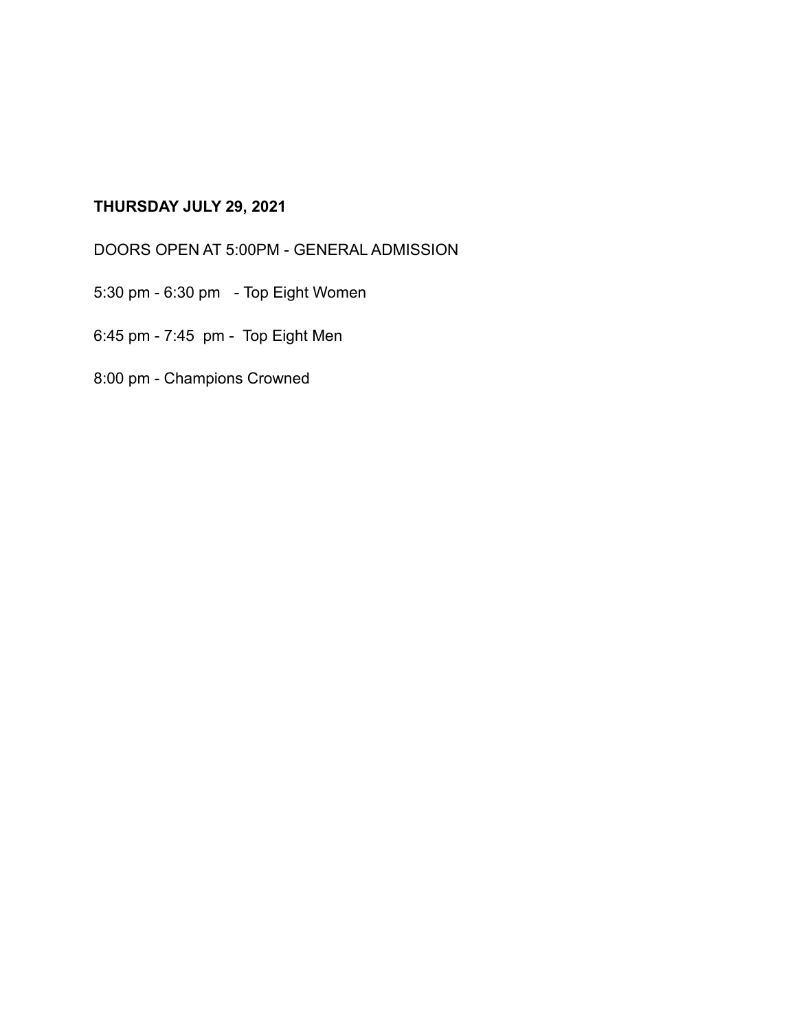**THURSDAY JULY 29, 2021**

DOORS OPEN AT 5:00PM - GENERAL ADMISSION

5:30 pm - 6:30 pm - Top Eight Women

6:45 pm - 7:45 pm - Top Eight Men

8:00 pm - Champions Crowned